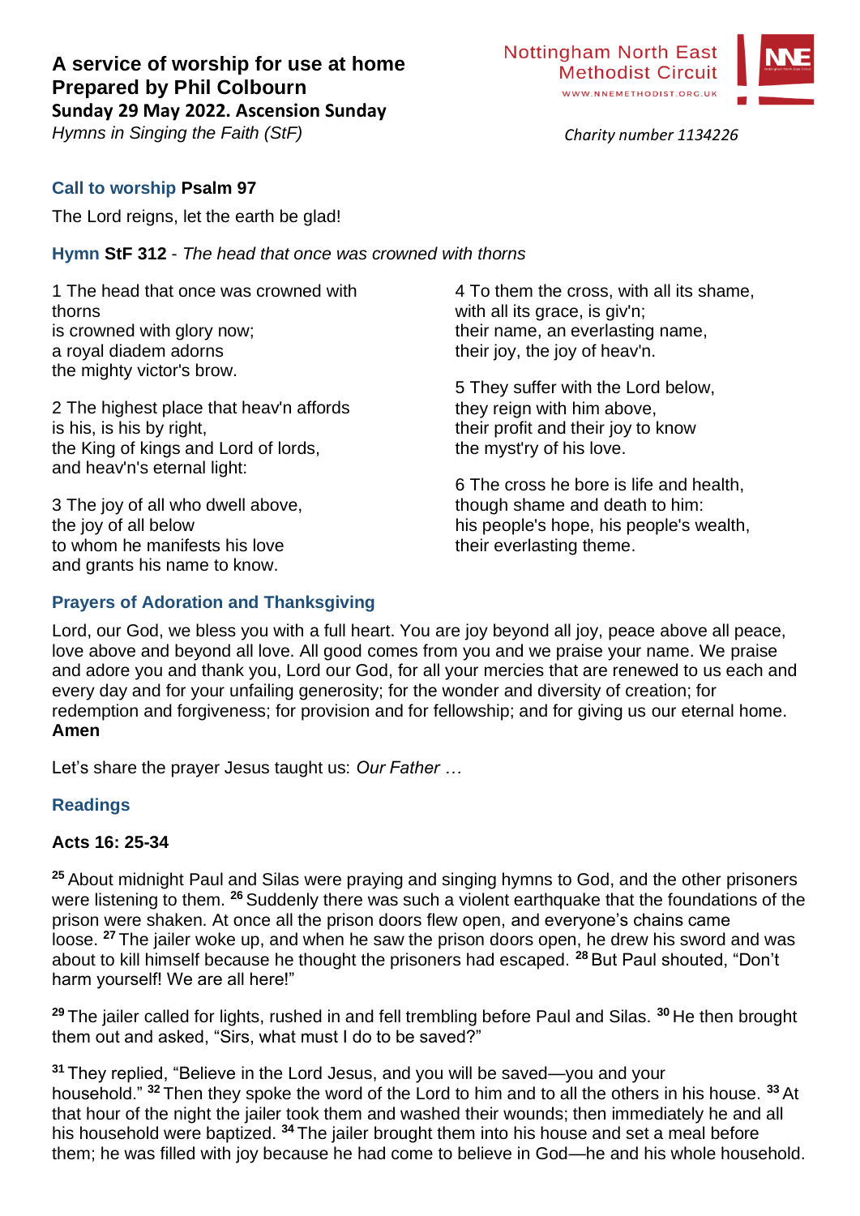# A service of worship for use at home
## Prepared by Phil Colbourn
### Sunday 29 May 2022. Ascension Sunday

*Hymns in Singing the Faith (StF)*

Nottingham North East Methodist Circuit
WWW.NNEMETHODIST.ORG.UK

*Charity number 1134226*

**Call to worship Psalm 97**

The Lord reigns, let the earth be glad!

**Hymn StF 312** - *The head that once was crowned with thorns*

1 The head that once was crowned with thorns
is crowned with glory now;
a royal diadem adorns
the mighty victor's brow.

2 The highest place that heav'n affords
is his, is his by right,
the King of kings and Lord of lords,
and heav'n's eternal light:

3 The joy of all who dwell above,
the joy of all below
to whom he manifests his love
and grants his name to know.

4 To them the cross, with all its shame,
with all its grace, is giv'n;
their name, an everlasting name,
their joy, the joy of heav'n.

5 They suffer with the Lord below,
they reign with him above,
their profit and their joy to know
the myst'ry of his love.

6 The cross he bore is life and health,
though shame and death to him:
his people's hope, his people's wealth,
their everlasting theme.

**Prayers of Adoration and Thanksgiving**

Lord, our God, we bless you with a full heart. You are joy beyond all joy, peace above all peace, love above and beyond all love. All good comes from you and we praise your name. We praise and adore you and thank you, Lord our God, for all your mercies that are renewed to us each and every day and for your unfailing generosity; for the wonder and diversity of creation; for redemption and forgiveness; for provision and for fellowship; and for giving us our eternal home. **Amen**

Let's share the prayer Jesus taught us: *Our Father …*

**Readings**

**Acts 16: 25-34**

**25** About midnight Paul and Silas were praying and singing hymns to God, and the other prisoners were listening to them. **26** Suddenly there was such a violent earthquake that the foundations of the prison were shaken. At once all the prison doors flew open, and everyone's chains came loose. **27** The jailer woke up, and when he saw the prison doors open, he drew his sword and was about to kill himself because he thought the prisoners had escaped. **28** But Paul shouted, "Don't harm yourself! We are all here!"

**29** The jailer called for lights, rushed in and fell trembling before Paul and Silas. **30** He then brought them out and asked, "Sirs, what must I do to be saved?"

**31** They replied, "Believe in the Lord Jesus, and you will be saved—you and your household." **32** Then they spoke the word of the Lord to him and to all the others in his house. **33** At that hour of the night the jailer took them and washed their wounds; then immediately he and all his household were baptized. **34** The jailer brought them into his house and set a meal before them; he was filled with joy because he had come to believe in God—he and his whole household.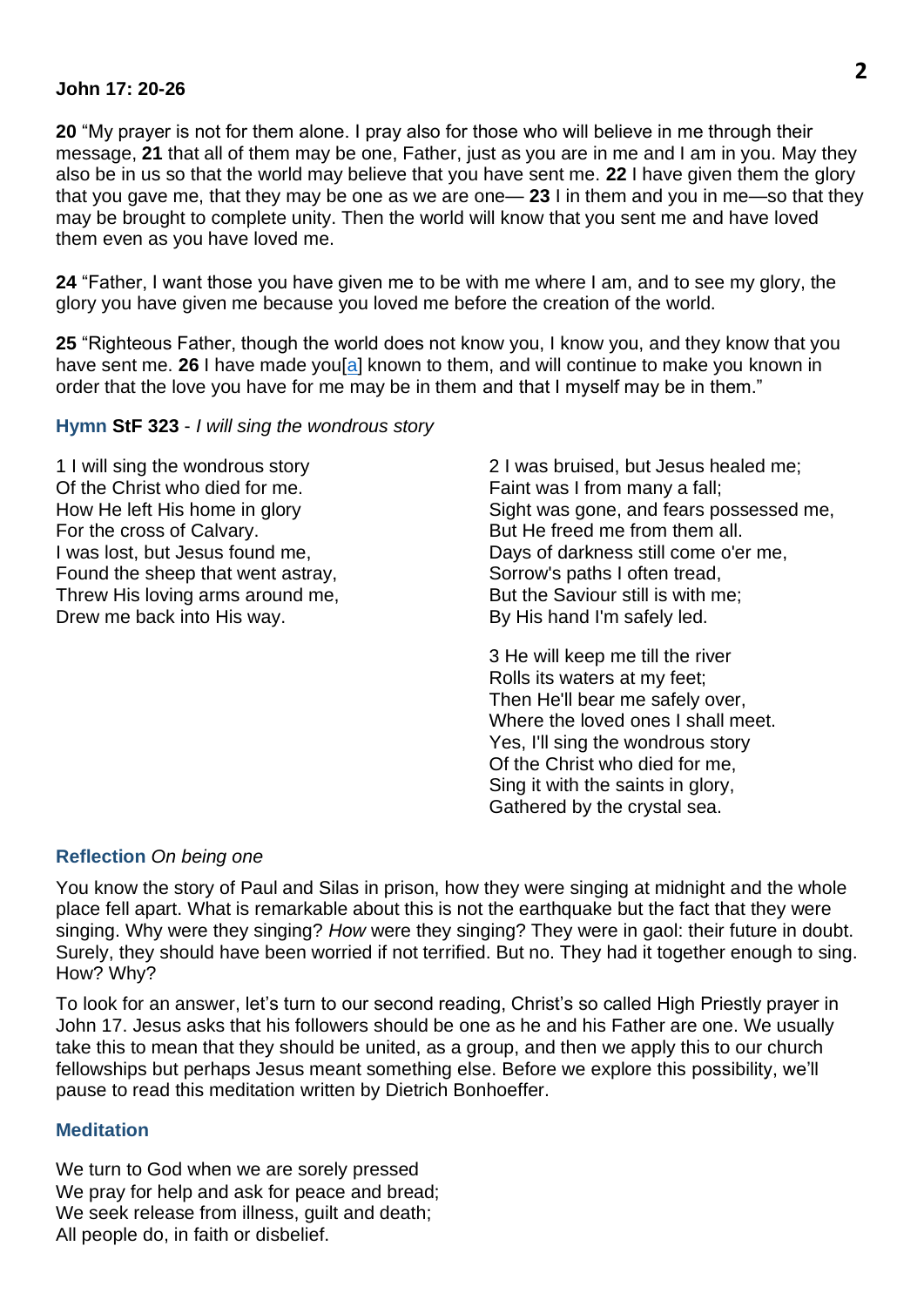**John 17: 20-26**

**20** "My prayer is not for them alone. I pray also for those who will believe in me through their message, **21** that all of them may be one, Father, just as you are in me and I am in you. May they also be in us so that the world may believe that you have sent me. **22** I have given them the glory that you gave me, that they may be one as we are one— **23** I in them and you in me—so that they may be brought to complete unity. Then the world will know that you sent me and have loved them even as you have loved me.

**24** "Father, I want those you have given me to be with me where I am, and to see my glory, the glory you have given me because you loved me before the creation of the world.

**25** "Righteous Father, though the world does not know you, I know you, and they know that you have sent me. **26** I have made you[a] known to them, and will continue to make you known in order that the love you have for me may be in them and that I myself may be in them."

**Hymn StF 323** - *I will sing the wondrous story*

1 I will sing the wondrous story
Of the Christ who died for me.
How He left His home in glory
For the cross of Calvary.
I was lost, but Jesus found me,
Found the sheep that went astray,
Threw His loving arms around me,
Drew me back into His way.

2 I was bruised, but Jesus healed me;
Faint was I from many a fall;
Sight was gone, and fears possessed me,
But He freed me from them all.
Days of darkness still come o'er me,
Sorrow's paths I often tread,
But the Saviour still is with me;
By His hand I'm safely led.

3 He will keep me till the river
Rolls its waters at my feet;
Then He'll bear me safely over,
Where the loved ones I shall meet.
Yes, I'll sing the wondrous story
Of the Christ who died for me,
Sing it with the saints in glory,
Gathered by the crystal sea.

**Reflection** *On being one*

You know the story of Paul and Silas in prison, how they were singing at midnight and the whole place fell apart. What is remarkable about this is not the earthquake but the fact that they were singing. Why were they singing? *How* were they singing? They were in gaol: their future in doubt. Surely, they should have been worried if not terrified. But no. They had it together enough to sing. How? Why?

To look for an answer, let's turn to our second reading, Christ's so called High Priestly prayer in John 17. Jesus asks that his followers should be one as he and his Father are one. We usually take this to mean that they should be united, as a group, and then we apply this to our church fellowships but perhaps Jesus meant something else. Before we explore this possibility, we'll pause to read this meditation written by Dietrich Bonhoeffer.

**Meditation**

We turn to God when we are sorely pressed
We pray for help and ask for peace and bread;
We seek release from illness, guilt and death;
All people do, in faith or disbelief.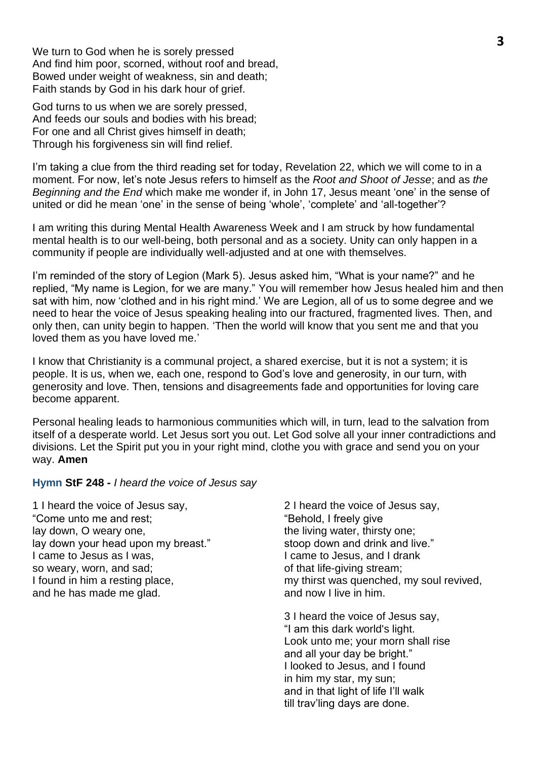We turn to God when he is sorely pressed
And find him poor, scorned, without roof and bread,
Bowed under weight of weakness, sin and death;
Faith stands by God in his dark hour of grief.

God turns to us when we are sorely pressed,
And feeds our souls and bodies with his bread;
For one and all Christ gives himself in death;
Through his forgiveness sin will find relief.

I'm taking a clue from the third reading set for today, Revelation 22, which we will come to in a moment. For now, let's note Jesus refers to himself as the *Root and Shoot of Jesse*; and as *the Beginning and the End* which make me wonder if, in John 17, Jesus meant 'one' in the sense of united or did he mean 'one' in the sense of being 'whole', 'complete' and 'all-together'?

I am writing this during Mental Health Awareness Week and I am struck by how fundamental mental health is to our well-being, both personal and as a society. Unity can only happen in a community if people are individually well-adjusted and at one with themselves.

I'm reminded of the story of Legion (Mark 5). Jesus asked him, "What is your name?" and he replied, "My name is Legion, for we are many." You will remember how Jesus healed him and then sat with him, now 'clothed and in his right mind.' We are Legion, all of us to some degree and we need to hear the voice of Jesus speaking healing into our fractured, fragmented lives. Then, and only then, can unity begin to happen. 'Then the world will know that you sent me and that you loved them as you have loved me.'

I know that Christianity is a communal project, a shared exercise, but it is not a system; it is people. It is us, when we, each one, respond to God's love and generosity, in our turn, with generosity and love. Then, tensions and disagreements fade and opportunities for loving care become apparent.

Personal healing leads to harmonious communities which will, in turn, lead to the salvation from itself of a desperate world. Let Jesus sort you out. Let God solve all your inner contradictions and divisions. Let the Spirit put you in your right mind, clothe you with grace and send you on your way. **Amen**

**Hymn StF 248 -** *I heard the voice of Jesus say*

1 I heard the voice of Jesus say,
"Come unto me and rest;
lay down, O weary one,
lay down your head upon my breast."
I came to Jesus as I was,
so weary, worn, and sad;
I found in him a resting place,
and he has made me glad.

2 I heard the voice of Jesus say,
"Behold, I freely give
the living water, thirsty one;
stoop down and drink and live."
I came to Jesus, and I drank
of that life-giving stream;
my thirst was quenched, my soul revived,
and now I live in him.

3 I heard the voice of Jesus say,
"I am this dark world's light.
Look unto me; your morn shall rise
and all your day be bright."
I looked to Jesus, and I found
in him my star, my sun;
and in that light of life I'll walk
till trav'ling days are done.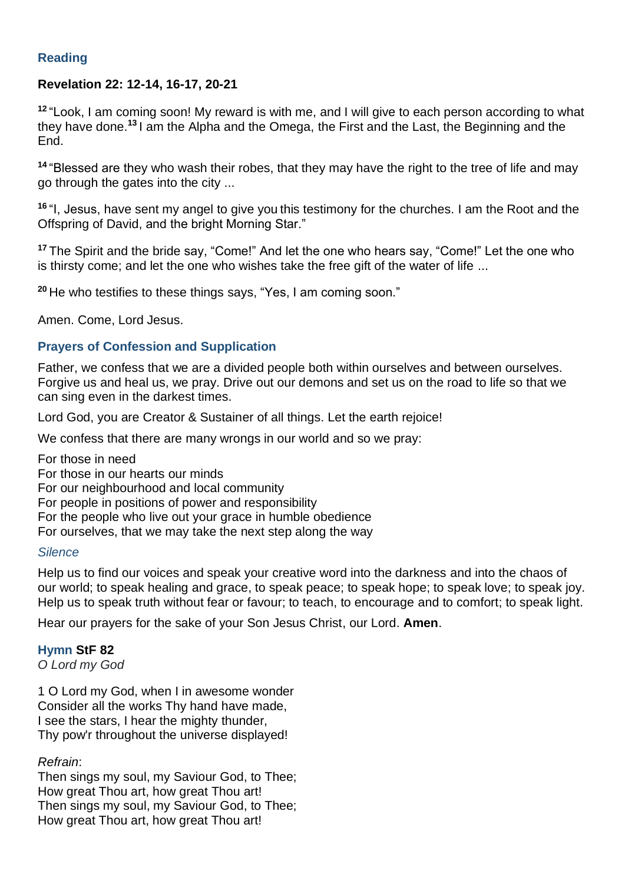### Reading

**Revelation 22: 12-14, 16-17, 20-21**

[12] "Look, I am coming soon! My reward is with me, and I will give to each person according to what they have done.[13] I am the Alpha and the Omega, the First and the Last, the Beginning and the End.

[14] "Blessed are they who wash their robes, that they may have the right to the tree of life and may go through the gates into the city ...

[16] "I, Jesus, have sent my angel to give you this testimony for the churches. I am the Root and the Offspring of David, and the bright Morning Star."

[17] The Spirit and the bride say, "Come!" And let the one who hears say, "Come!" Let the one who is thirsty come; and let the one who wishes take the free gift of the water of life ...

[20] He who testifies to these things says, "Yes, I am coming soon."

Amen. Come, Lord Jesus.

### Prayers of Confession and Supplication

Father, we confess that we are a divided people both within ourselves and between ourselves. Forgive us and heal us, we pray. Drive out our demons and set us on the road to life so that we can sing even in the darkest times.

Lord God, you are Creator & Sustainer of all things. Let the earth rejoice!

We confess that there are many wrongs in our world and so we pray:

For those in need
For those in our hearts our minds
For our neighbourhood and local community
For people in positions of power and responsibility
For the people who live out your grace in humble obedience
For ourselves, that we may take the next step along the way

*Silence*

Help us to find our voices and speak your creative word into the darkness and into the chaos of our world; to speak healing and grace, to speak peace; to speak hope; to speak love; to speak joy. Help us to speak truth without fear or favour; to teach, to encourage and to comfort; to speak light.

Hear our prayers for the sake of your Son Jesus Christ, our Lord. **Amen**.

### Hymn **StF 82**

*O Lord my God*

1 O Lord my God, when I in awesome wonder
Consider all the works Thy hand have made,
I see the stars, I hear the mighty thunder,
Thy pow'r throughout the universe displayed!

*Refrain*:
Then sings my soul, my Saviour God, to Thee;
How great Thou art, how great Thou art!
Then sings my soul, my Saviour God, to Thee;
How great Thou art, how great Thou art!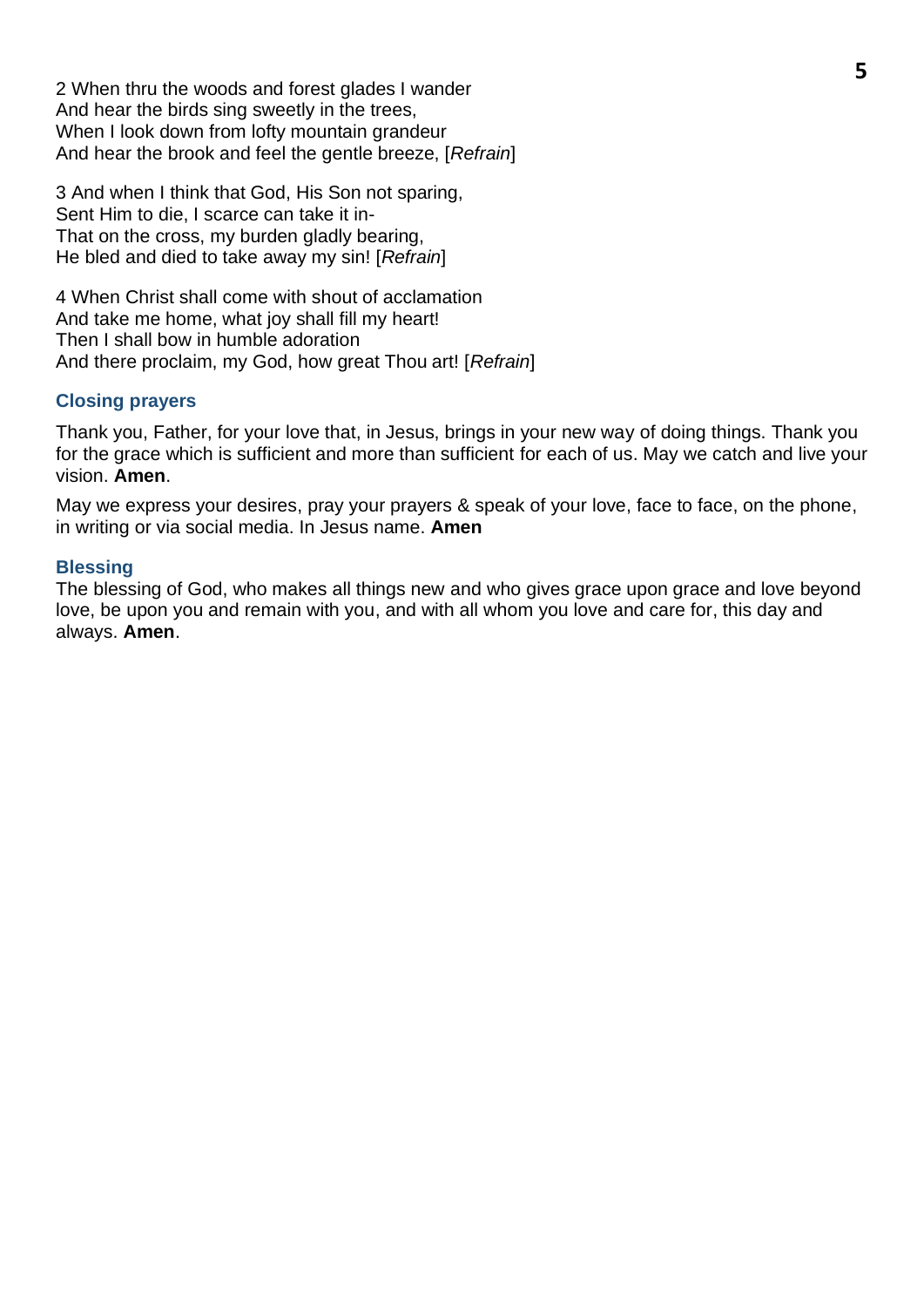2 When thru the woods and forest glades I wander
And hear the birds sing sweetly in the trees,
When I look down from lofty mountain grandeur
And hear the brook and feel the gentle breeze, [*Refrain*]

3 And when I think that God, His Son not sparing,
Sent Him to die, I scarce can take it in-
That on the cross, my burden gladly bearing,
He bled and died to take away my sin! [*Refrain*]

4 When Christ shall come with shout of acclamation
And take me home, what joy shall fill my heart!
Then I shall bow in humble adoration
And there proclaim, my God, how great Thou art! [*Refrain*]

### Closing prayers

Thank you, Father, for your love that, in Jesus, brings in your new way of doing things. Thank you for the grace which is sufficient and more than sufficient for each of us. May we catch and live your vision. **Amen**.

May we express your desires, pray your prayers & speak of your love, face to face, on the phone, in writing or via social media. In Jesus name. **Amen**

### Blessing

The blessing of God, who makes all things new and who gives grace upon grace and love beyond love, be upon you and remain with you, and with all whom you love and care for, this day and always. **Amen**.